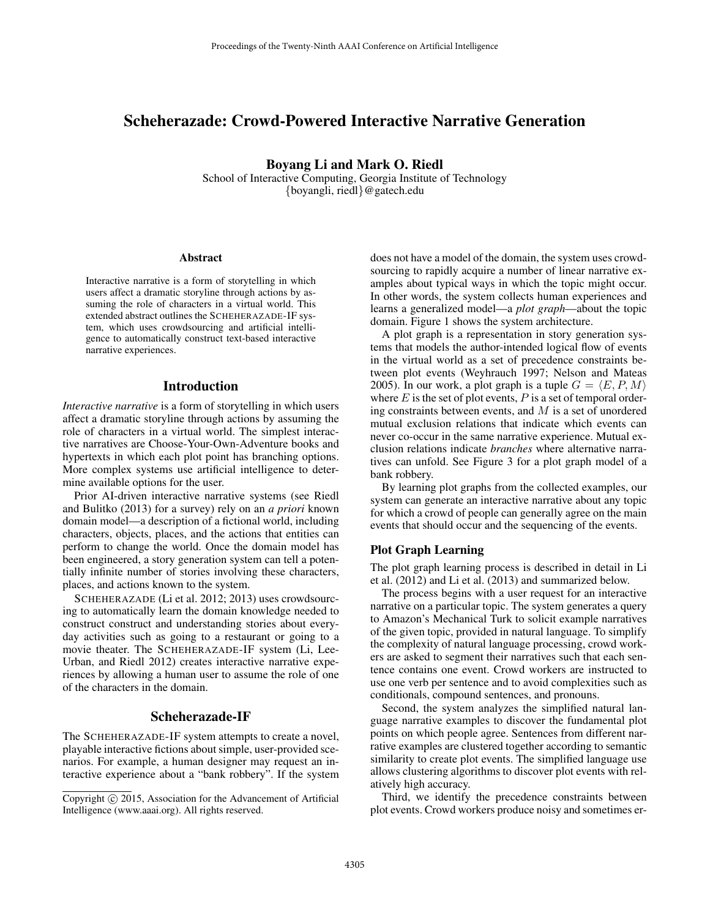# Scheherazade: Crowd-Powered Interactive Narrative Generation

**Boyang Li and Mark O. Riedl**
School of Interactive Computing, Georgia Institute of Technology
{boyangli, riedl}@gatech.edu

### Abstract

Interactive narrative is a form of storytelling in which users affect a dramatic storyline through actions by assuming the role of characters in a virtual world. This extended abstract outlines the SCHEHERAZADE-IF system, which uses crowdsourcing and artificial intelligence to automatically construct text-based interactive narrative experiences.

## Introduction

*Interactive narrative* is a form of storytelling in which users affect a dramatic storyline through actions by assuming the role of characters in a virtual world. The simplest interactive narratives are Choose-Your-Own-Adventure books and hypertexts in which each plot point has branching options. More complex systems use artificial intelligence to determine available options for the user.

Prior AI-driven interactive narrative systems (see Riedl and Bulitko (2013) for a survey) rely on an *a priori* known domain model—a description of a fictional world, including characters, objects, places, and the actions that entities can perform to change the world. Once the domain model has been engineered, a story generation system can tell a potentially infinite number of stories involving these characters, places, and actions known to the system.

SCHEHERAZADE (Li et al. 2012; 2013) uses crowdsourcing to automatically learn the domain knowledge needed to construct construct and understanding stories about everyday activities such as going to a restaurant or going to a movie theater. The SCHEHERAZADE-IF system (Li, Lee-Urban, and Riedl 2012) creates interactive narrative experiences by allowing a human user to assume the role of one of the characters in the domain.

## Scheherazade-IF

The SCHEHERAZADE-IF system attempts to create a novel, playable interactive fictions about simple, user-provided scenarios. For example, a human designer may request an interactive experience about a "bank robbery". If the system does not have a model of the domain, the system uses crowdsourcing to rapidly acquire a number of linear narrative examples about typical ways in which the topic might occur. In other words, the system collects human experiences and learns a generalized model—a *plot graph*—about the topic domain. Figure 1 shows the system architecture.

A plot graph is a representation in story generation systems that models the author-intended logical flow of events in the virtual world as a set of precedence constraints between plot events (Weyhrauch 1997; Nelson and Mateas 2005). In our work, a plot graph is a tuple $G = \langle E, P, M \rangle$ where $E$ is the set of plot events, $P$ is a set of temporal ordering constraints between events, and $M$ is a set of unordered mutual exclusion relations that indicate which events can never co-occur in the same narrative experience. Mutual exclusion relations indicate *branches* where alternative narratives can unfold. See Figure 3 for a plot graph model of a bank robbery.

By learning plot graphs from the collected examples, our system can generate an interactive narrative about any topic for which a crowd of people can generally agree on the main events that should occur and the sequencing of the events.

### Plot Graph Learning

The plot graph learning process is described in detail in Li et al. (2012) and Li et al. (2013) and summarized below.

The process begins with a user request for an interactive narrative on a particular topic. The system generates a query to Amazon's Mechanical Turk to solicit example narratives of the given topic, provided in natural language. To simplify the complexity of natural language processing, crowd workers are asked to segment their narratives such that each sentence contains one event. Crowd workers are instructed to use one verb per sentence and to avoid complexities such as conditionals, compound sentences, and pronouns.

Second, the system analyzes the simplified natural language narrative examples to discover the fundamental plot points on which people agree. Sentences from different narrative examples are clustered together according to semantic similarity to create plot events. The simplified language use allows clustering algorithms to discover plot events with relatively high accuracy.

Third, we identify the precedence constraints between plot events. Crowd workers produce noisy and sometimes er-

Copyright © 2015, Association for the Advancement of Artificial Intelligence (www.aaai.org). All rights reserved.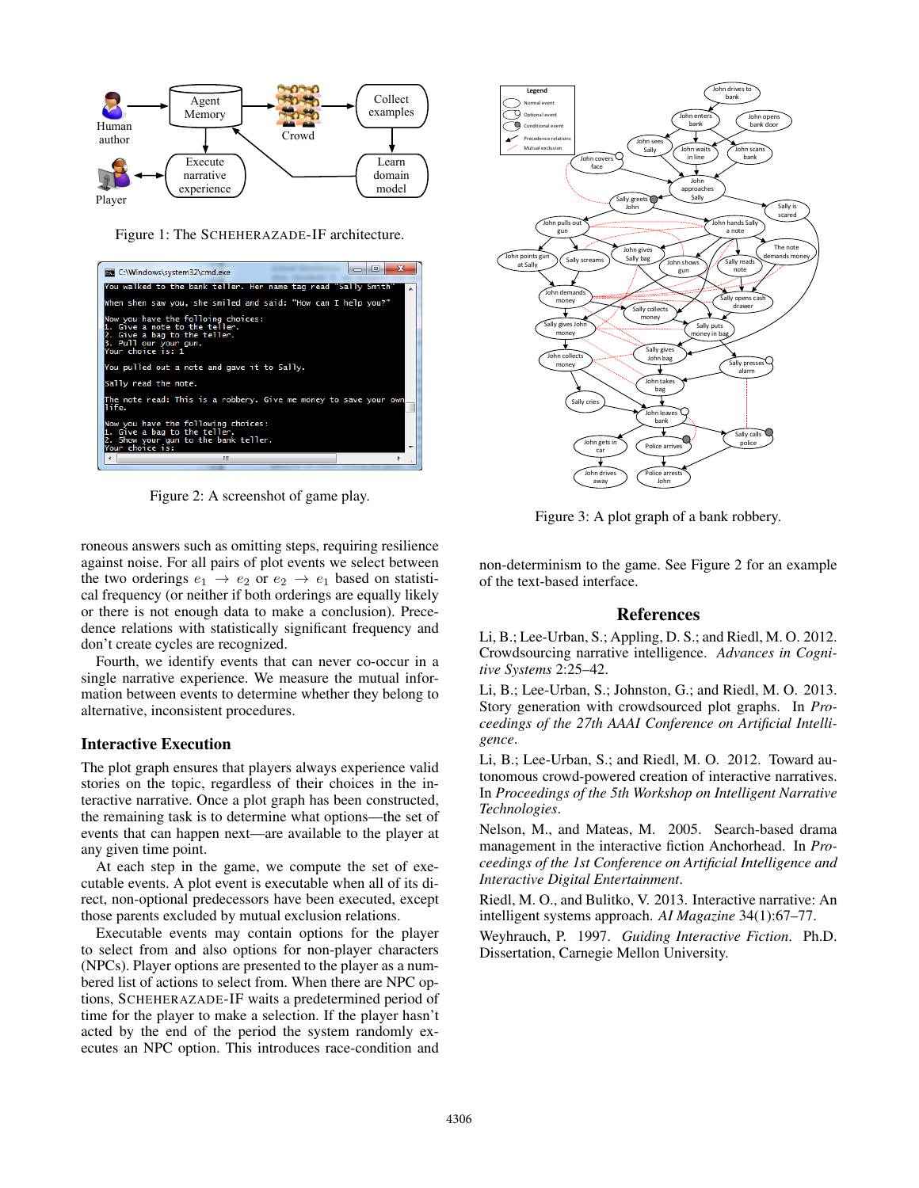Human author

Agent Memory

Crowd

Collect examples

Execute narrative experience

Learn domain model

Player

Figure 1: The SCHEHERAZADE-IF architecture.

```
C:\Windows\system32\cmd.exe
You walked to the bank teller. Her name tag read "Sally Smith"
When shen saw you, she smiled and said: "How can I help you?"

Now you have the folloing choices:
1. Give a note to the teller.
2. Give a bag to the teller.
3. Pull our your gun.
Your choice is: 1

You pulled out a note and gave it to Sally.

Sally read the note.

The note read: This is a robbery. Give me money to save your own life.

Now you have the following choices:
1. Give a bag to the teller.
2. Show your gun to the bank teller.
Your choice is:
```

Figure 2: A screenshot of game play.

roneous answers such as omitting steps, requiring resilience against noise. For all pairs of plot events we select between the two orderings $e_1 \rightarrow e_2$ or $e_2 \rightarrow e_1$ based on statistical frequency (or neither if both orderings are equally likely or there is not enough data to make a conclusion). Precedence relations with statistically significant frequency and don't create cycles are recognized.

Fourth, we identify events that can never co-occur in a single narrative experience. We measure the mutual information between events to determine whether they belong to alternative, inconsistent procedures.

## Interactive Execution

The plot graph ensures that players always experience valid stories on the topic, regardless of their choices in the interactive narrative. Once a plot graph has been constructed, the remaining task is to determine what options—the set of events that can happen next—are available to the player at any given time point.

At each step in the game, we compute the set of executable events. A plot event is executable when all of its direct, non-optional predecessors have been executed, except those parents excluded by mutual exclusion relations.

Executable events may contain options for the player to select from and also options for non-player characters (NPCs). Player options are presented to the player as a numbered list of actions to select from. When there are NPC options, SCHEHERAZADE-IF waits a predetermined period of time for the player to make a selection. If the player hasn't acted by the end of the period the system randomly executes an NPC option. This introduces race-condition and

Legend
Normal event
Optional event
Conditional event
Precedence relations
Mutual exclusion

John drives to bank
John enters bank
John opens bank door
John sees Sally
John waits in line
John scans bank
John covers face
John approaches Sally
Sally greets John
Sally is scared
John pulls out gun
John hands Sally a note
John points gun at Sally
Sally screams
John gives Sally bag
John shows gun
Sally reads note
The note demands money
John demands money
Sally opens cash drawer
Sally collects money
Sally gives John money
Sally puts money in bag
John collects money
Sally gives John bag
Sally presses alarm
John takes bag
Sally cries
John leaves bank
John gets in car
Police arrives
Sally calls police
John drives away
Police arrests John

Figure 3: A plot graph of a bank robbery.

non-determinism to the game. See Figure 2 for an example of the text-based interface.

## References

Li, B.; Lee-Urban, S.; Appling, D. S.; and Riedl, M. O. 2012. Crowdsourcing narrative intelligence. *Advances in Cognitive Systems* 2:25–42.

Li, B.; Lee-Urban, S.; Johnston, G.; and Riedl, M. O. 2013. Story generation with crowdsourced plot graphs. In *Proceedings of the 27th AAAI Conference on Artificial Intelligence*.

Li, B.; Lee-Urban, S.; and Riedl, M. O. 2012. Toward autonomous crowd-powered creation of interactive narratives. In *Proceedings of the 5th Workshop on Intelligent Narrative Technologies*.

Nelson, M., and Mateas, M. 2005. Search-based drama management in the interactive fiction Anchorhead. In *Proceedings of the 1st Conference on Artificial Intelligence and Interactive Digital Entertainment*.

Riedl, M. O., and Bulitko, V. 2013. Interactive narrative: An intelligent systems approach. *AI Magazine* 34(1):67–77.

Weyhrauch, P. 1997. *Guiding Interactive Fiction*. Ph.D. Dissertation, Carnegie Mellon University.